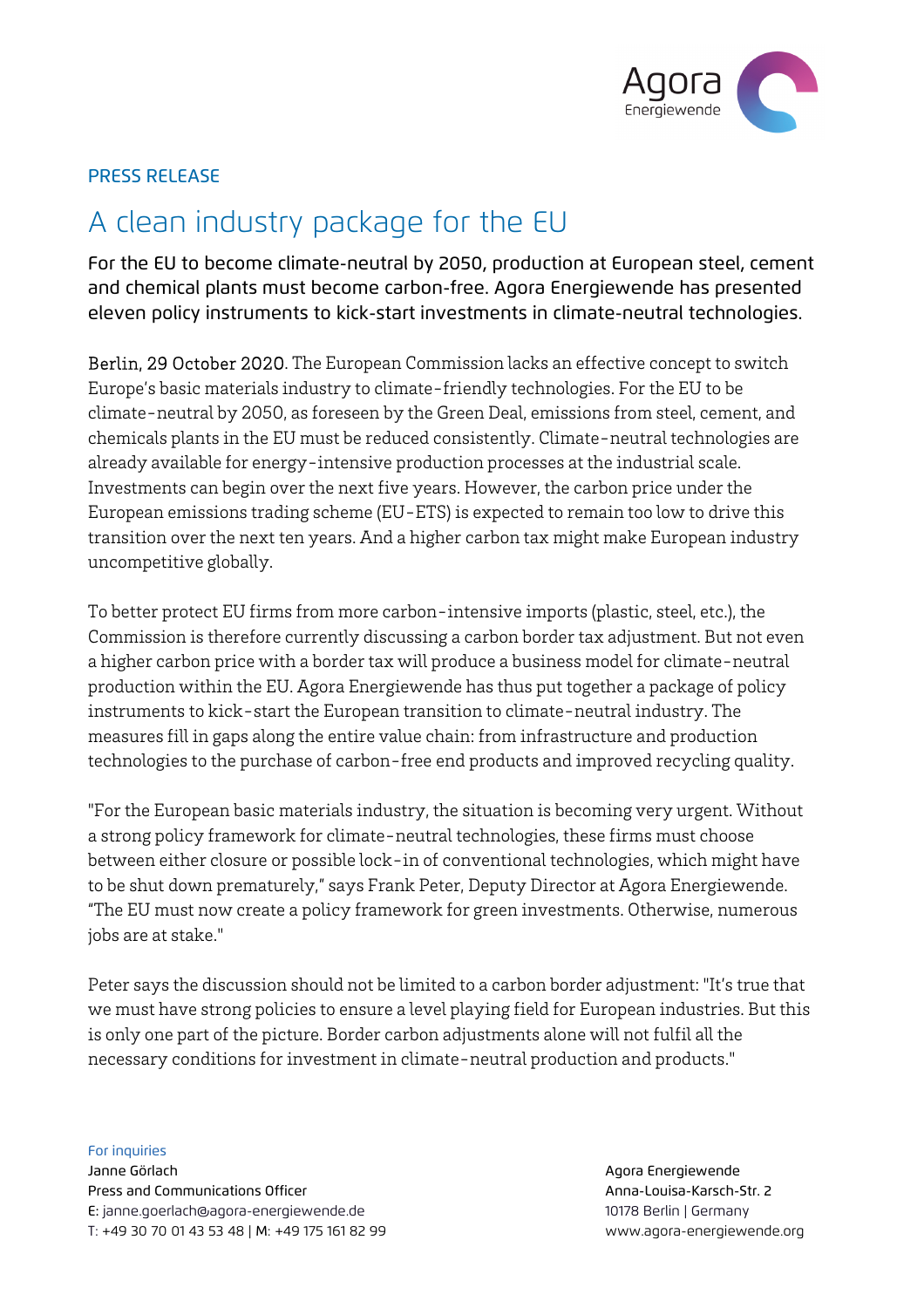PRESS RELEASE

# A clean industry package for the EU

**For the EU to become climate-neutral by 2050, production at European steel, cement and chemical plants must become carbon-free. Agora Energiewende has presented eleven policy instruments to kick-start investments in climate-neutral technologies.**

**Berlin, 29 October 2020**. The European Commission lacks an effective concept to switch Europe's basic materials industry to climate-friendly technologies. For the EU to be climate-neutral by 2050, as foreseen by the Green Deal, emissions from steel, cement, and chemicals plants in the EU must be reduced consistently. Climate-neutral technologies are already available for energy-intensive production processes at the industrial scale. Investments can begin over the next five years. However, the carbon price under the European emissions trading scheme (EU-ETS) is expected to remain too low to drive this transition over the next ten years. And a higher carbon tax might make European industry uncompetitive globally.

To better protect EU firms from more carbon-intensive imports (plastic, steel, etc.), the Commission is therefore currently discussing a carbon border tax adjustment. But not even a higher carbon price with a border tax will produce a business model for climate-neutral production within the EU. Agora Energiewende has thus put together a package of policy instruments to kick-start the European transition to climate-neutral industry. The measures fill in gaps along the entire value chain: from infrastructure and production technologies to the purchase of carbon-free end products and improved recycling quality.

"For the European basic materials industry, the situation is becoming very urgent. Without a strong policy framework for climate-neutral technologies, these firms must choose between either closure or possible lock-in of conventional technologies, which might have to be shut down prematurely," says Frank Peter, Deputy Director at Agora Energiewende. "The EU must now create a policy framework for green investments. Otherwise, numerous jobs are at stake."

Peter says the discussion should not be limited to a carbon border adjustment: "It's true that we must have strong policies to ensure a level playing field for European industries. But this is only one part of the picture. Border carbon adjustments alone will not fulfil all the necessary conditions for investment in climate-neutral production and products."

For inquiries
Janne Görlach
Press and Communications Officer
E: janne.goerlach@agora-energiewende.de
T: +49 30 70 01 43 53 48 | M: +49 175 161 82 99

Agora Energiewende
Anna-Louisa-Karsch-Str. 2
10178 Berlin | Germany
www.agora-energiewende.org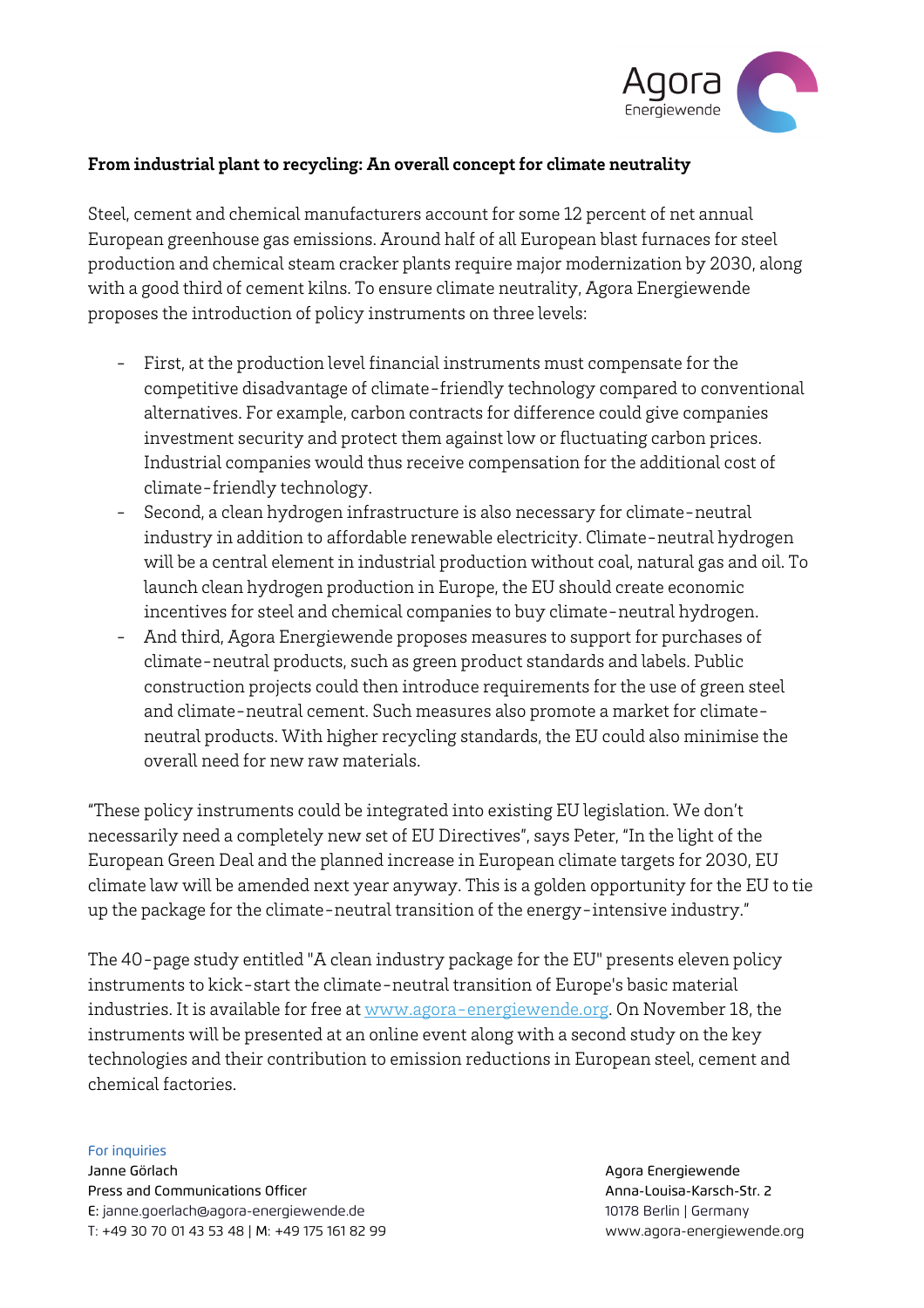**From industrial plant to recycling: An overall concept for climate neutrality**

Steel, cement and chemical manufacturers account for some 12 percent of net annual European greenhouse gas emissions. Around half of all European blast furnaces for steel production and chemical steam cracker plants require major modernization by 2030, along with a good third of cement kilns. To ensure climate neutrality, Agora Energiewende proposes the introduction of policy instruments on three levels:

- First, at the production level financial instruments must compensate for the competitive disadvantage of climate-friendly technology compared to conventional alternatives. For example, carbon contracts for difference could give companies investment security and protect them against low or fluctuating carbon prices. Industrial companies would thus receive compensation for the additional cost of climate-friendly technology.
- Second, a clean hydrogen infrastructure is also necessary for climate-neutral industry in addition to affordable renewable electricity. Climate-neutral hydrogen will be a central element in industrial production without coal, natural gas and oil. To launch clean hydrogen production in Europe, the EU should create economic incentives for steel and chemical companies to buy climate-neutral hydrogen.
- And third, Agora Energiewende proposes measures to support for purchases of climate-neutral products, such as green product standards and labels. Public construction projects could then introduce requirements for the use of green steel and climate-neutral cement. Such measures also promote a market for climate-neutral products. With higher recycling standards, the EU could also minimise the overall need for new raw materials.

"These policy instruments could be integrated into existing EU legislation. We don't necessarily need a completely new set of EU Directives", says Peter, "In the light of the European Green Deal and the planned increase in European climate targets for 2030, EU climate law will be amended next year anyway. This is a golden opportunity for the EU to tie up the package for the climate-neutral transition of the energy-intensive industry."

The 40-page study entitled "A clean industry package for the EU" presents eleven policy instruments to kick-start the climate-neutral transition of Europe's basic material industries. It is available for free at [www.agora-energiewende.org](www.agora-energiewende.org). On November 18, the instruments will be presented at an online event along with a second study on the key technologies and their contribution to emission reductions in European steel, cement and chemical factories.

For inquiries
Janne Görlach
Press and Communications Officer
E: janne.goerlach@agora-energiewende.de
T: +49 30 70 01 43 53 48 | M: +49 175 161 82 99

Agora Energiewende
Anna-Louisa-Karsch-Str. 2
10178 Berlin | Germany
www.agora-energiewende.org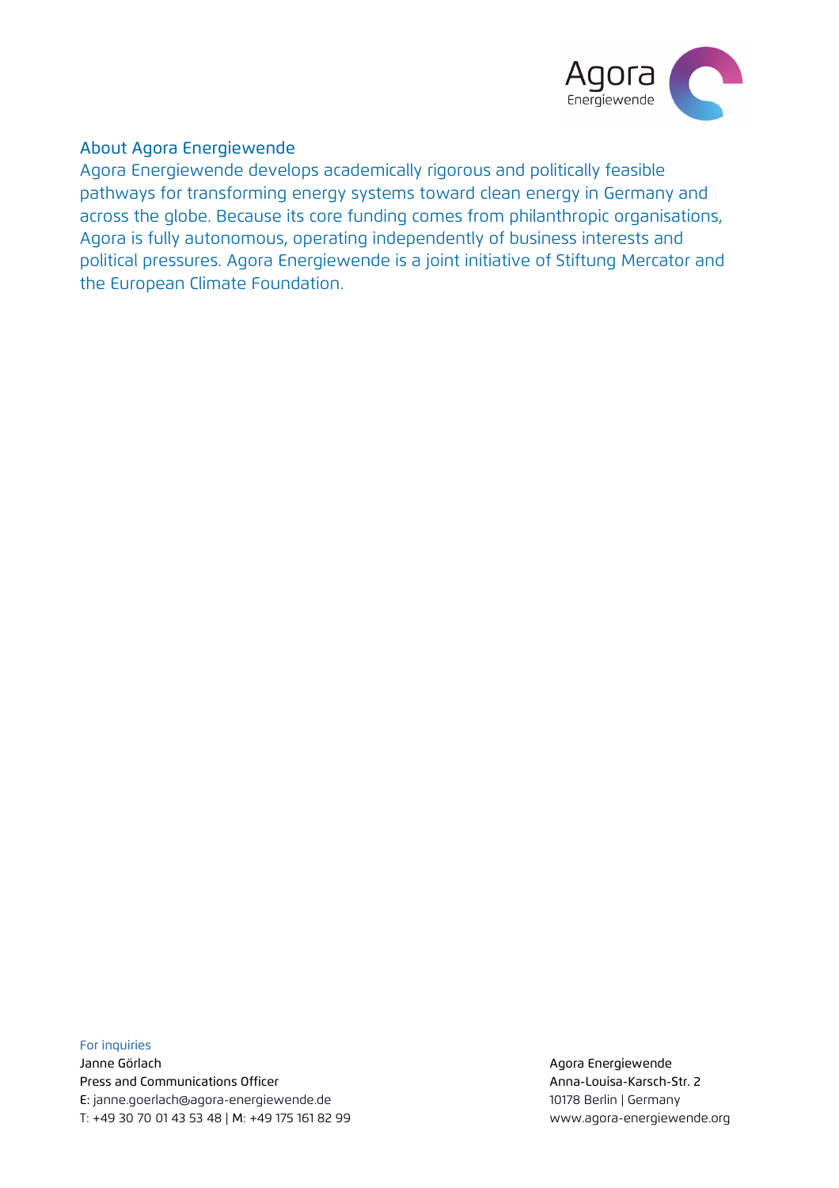## About Agora Energiewende

Agora Energiewende develops academically rigorous and politically feasible pathways for transforming energy systems toward clean energy in Germany and across the globe. Because its core funding comes from philanthropic organisations, Agora is fully autonomous, operating independently of business interests and political pressures. Agora Energiewende is a joint initiative of Stiftung Mercator and the European Climate Foundation.

For inquiries

Janne Görlach
Press and Communications Officer
E: janne.goerlach@agora-energiewende.de
T: +49 30 70 01 43 53 48 | M: +49 175 161 82 99

Agora Energiewende
Anna-Louisa-Karsch-Str. 2
10178 Berlin | Germany
www.agora-energiewende.org